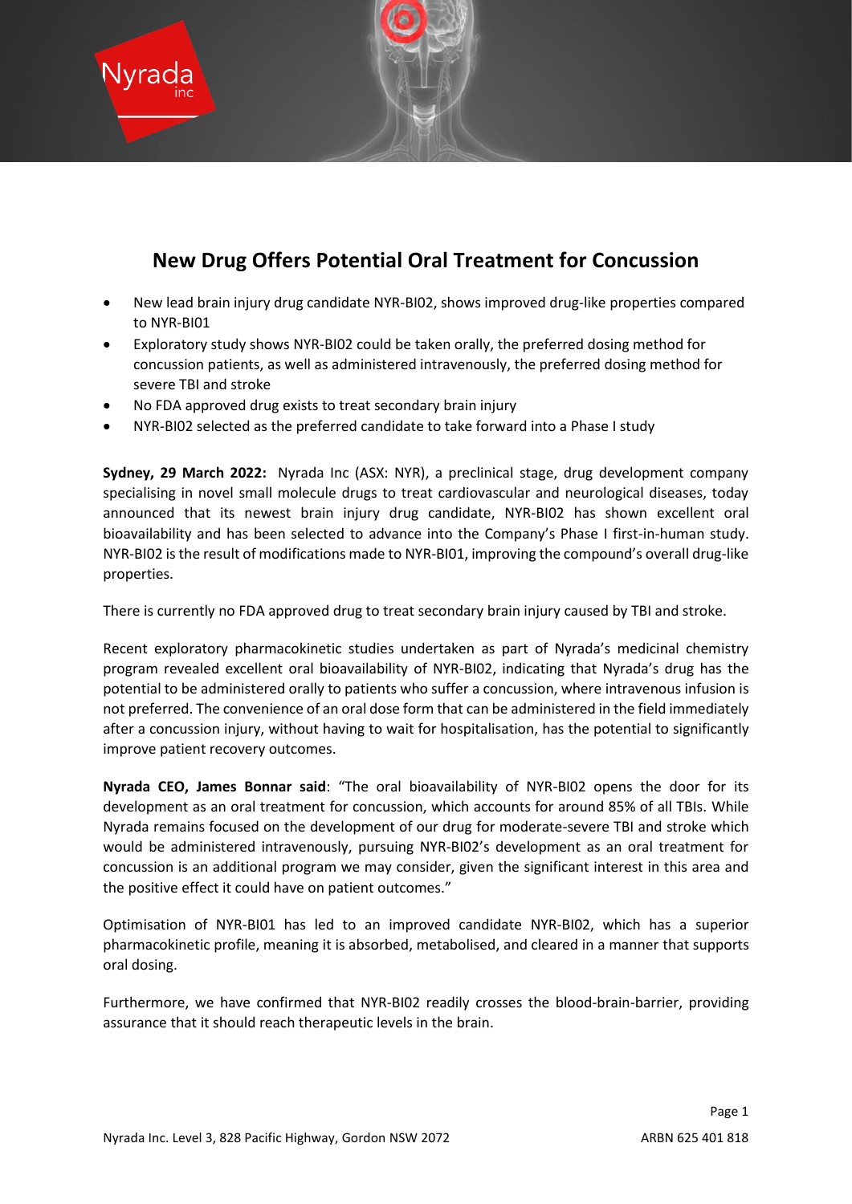# New Drug Offers Potential Oral Treatment for Concussion

- New lead brain injury drug candidate NYR-BI02, shows improved drug-like properties compared to NYR-BI01
- Exploratory study shows NYR-BI02 could be taken orally, the preferred dosing method for concussion patients, as well as administered intravenously, the preferred dosing method for severe TBI and stroke
- No FDA approved drug exists to treat secondary brain injury
- NYR-BI02 selected as the preferred candidate to take forward into a Phase I study

**Sydney, 29 March 2022:** Nyrada Inc (ASX: NYR), a preclinical stage, drug development company specialising in novel small molecule drugs to treat cardiovascular and neurological diseases, today announced that its newest brain injury drug candidate, NYR-BI02 has shown excellent oral bioavailability and has been selected to advance into the Company's Phase I first-in-human study. NYR-BI02 is the result of modifications made to NYR-BI01, improving the compound's overall drug-like properties.

There is currently no FDA approved drug to treat secondary brain injury caused by TBI and stroke.

Recent exploratory pharmacokinetic studies undertaken as part of Nyrada's medicinal chemistry program revealed excellent oral bioavailability of NYR-BI02, indicating that Nyrada's drug has the potential to be administered orally to patients who suffer a concussion, where intravenous infusion is not preferred. The convenience of an oral dose form that can be administered in the field immediately after a concussion injury, without having to wait for hospitalisation, has the potential to significantly improve patient recovery outcomes.

**Nyrada CEO, James Bonnar said**: "The oral bioavailability of NYR-BI02 opens the door for its development as an oral treatment for concussion, which accounts for around 85% of all TBIs. While Nyrada remains focused on the development of our drug for moderate-severe TBI and stroke which would be administered intravenously, pursuing NYR-BI02's development as an oral treatment for concussion is an additional program we may consider, given the significant interest in this area and the positive effect it could have on patient outcomes."

Optimisation of NYR-BI01 has led to an improved candidate NYR-BI02, which has a superior pharmacokinetic profile, meaning it is absorbed, metabolised, and cleared in a manner that supports oral dosing.

Furthermore, we have confirmed that NYR-BI02 readily crosses the blood-brain-barrier, providing assurance that it should reach therapeutic levels in the brain.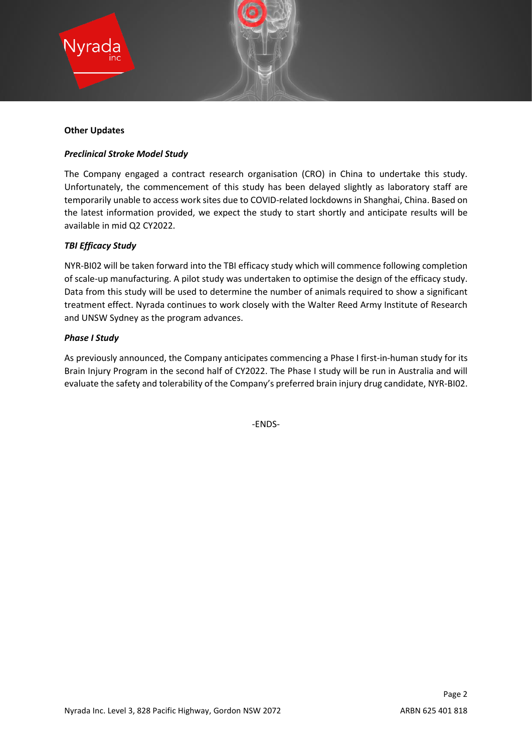**Other Updates**

***Preclinical Stroke Model Study***

The Company engaged a contract research organisation (CRO) in China to undertake this study. Unfortunately, the commencement of this study has been delayed slightly as laboratory staff are temporarily unable to access work sites due to COVID-related lockdowns in Shanghai, China. Based on the latest information provided, we expect the study to start shortly and anticipate results will be available in mid Q2 CY2022.

***TBI Efficacy Study***

NYR-BI02 will be taken forward into the TBI efficacy study which will commence following completion of scale-up manufacturing. A pilot study was undertaken to optimise the design of the efficacy study. Data from this study will be used to determine the number of animals required to show a significant treatment effect. Nyrada continues to work closely with the Walter Reed Army Institute of Research and UNSW Sydney as the program advances.

***Phase I Study***

As previously announced, the Company anticipates commencing a Phase I first-in-human study for its Brain Injury Program in the second half of CY2022. The Phase I study will be run in Australia and will evaluate the safety and tolerability of the Company's preferred brain injury drug candidate, NYR-BI02.

-ENDS-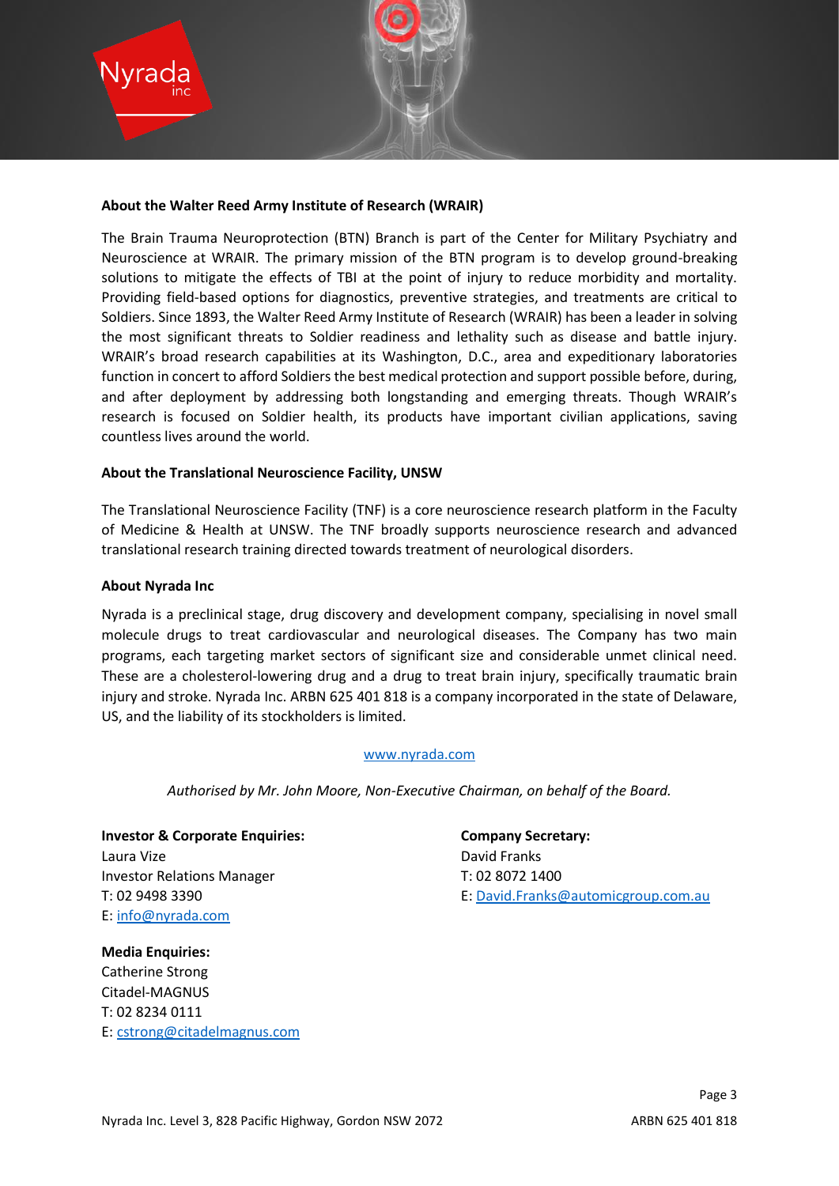**About the Walter Reed Army Institute of Research (WRAIR)**

The Brain Trauma Neuroprotection (BTN) Branch is part of the Center for Military Psychiatry and Neuroscience at WRAIR. The primary mission of the BTN program is to develop ground-breaking solutions to mitigate the effects of TBI at the point of injury to reduce morbidity and mortality. Providing field-based options for diagnostics, preventive strategies, and treatments are critical to Soldiers. Since 1893, the Walter Reed Army Institute of Research (WRAIR) has been a leader in solving the most significant threats to Soldier readiness and lethality such as disease and battle injury. WRAIR's broad research capabilities at its Washington, D.C., area and expeditionary laboratories function in concert to afford Soldiers the best medical protection and support possible before, during, and after deployment by addressing both longstanding and emerging threats. Though WRAIR's research is focused on Soldier health, its products have important civilian applications, saving countless lives around the world.

**About the Translational Neuroscience Facility, UNSW**

The Translational Neuroscience Facility (TNF) is a core neuroscience research platform in the Faculty of Medicine & Health at UNSW. The TNF broadly supports neuroscience research and advanced translational research training directed towards treatment of neurological disorders.

**About Nyrada Inc**

Nyrada is a preclinical stage, drug discovery and development company, specialising in novel small molecule drugs to treat cardiovascular and neurological diseases. The Company has two main programs, each targeting market sectors of significant size and considerable unmet clinical need. These are a cholesterol-lowering drug and a drug to treat brain injury, specifically traumatic brain injury and stroke. Nyrada Inc. ARBN 625 401 818 is a company incorporated in the state of Delaware, US, and the liability of its stockholders is limited.

www.nyrada.com

*Authorised by Mr. John Moore, Non-Executive Chairman, on behalf of the Board.*

**Investor & Corporate Enquiries:**
Laura Vize
Investor Relations Manager
T: 02 9498 3390
E: info@nyrada.com

**Company Secretary:**
David Franks
T: 02 8072 1400
E: David.Franks@automicgroup.com.au

**Media Enquiries:**
Catherine Strong
Citadel-MAGNUS
T: 02 8234 0111
E: cstrong@citadelmagnus.com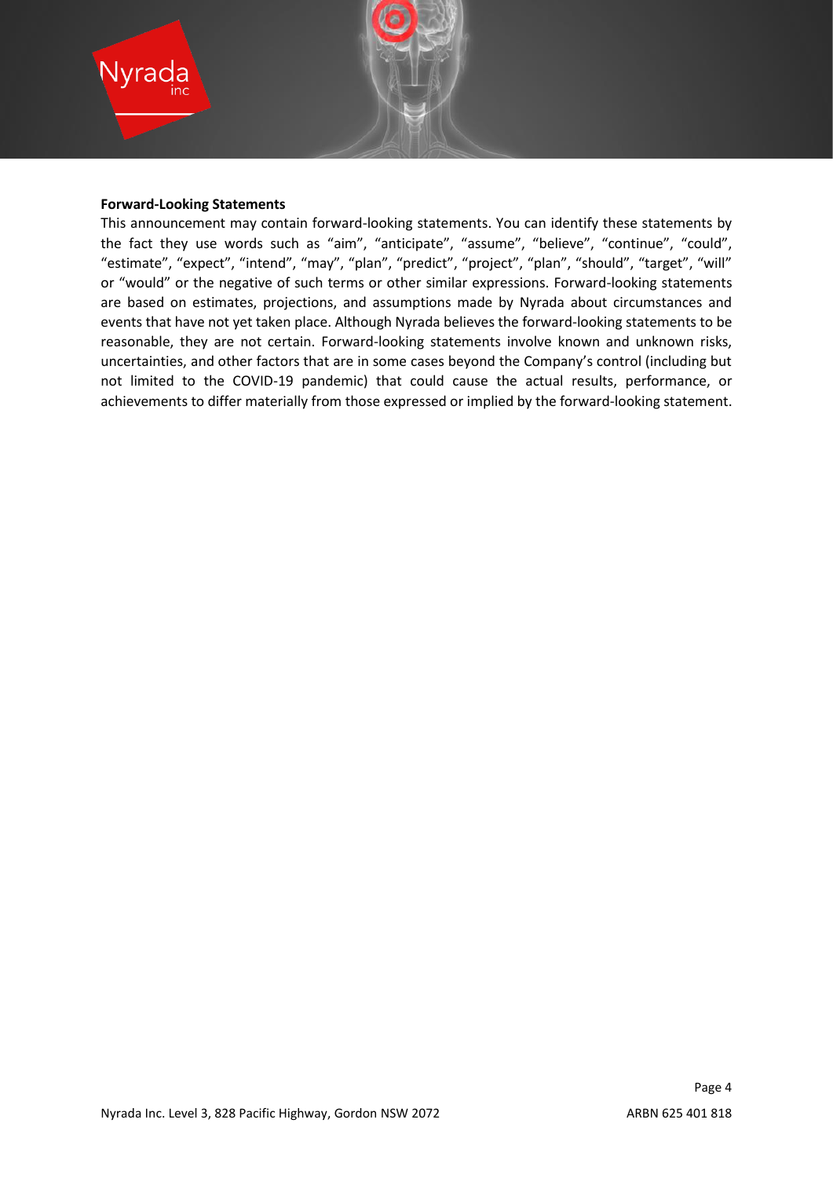**Forward-Looking Statements**

This announcement may contain forward-looking statements. You can identify these statements by the fact they use words such as "aim", "anticipate", "assume", "believe", "continue", "could", "estimate", "expect", "intend", "may", "plan", "predict", "project", "plan", "should", "target", "will" or "would" or the negative of such terms or other similar expressions. Forward-looking statements are based on estimates, projections, and assumptions made by Nyrada about circumstances and events that have not yet taken place. Although Nyrada believes the forward-looking statements to be reasonable, they are not certain. Forward-looking statements involve known and unknown risks, uncertainties, and other factors that are in some cases beyond the Company's control (including but not limited to the COVID-19 pandemic) that could cause the actual results, performance, or achievements to differ materially from those expressed or implied by the forward-looking statement.